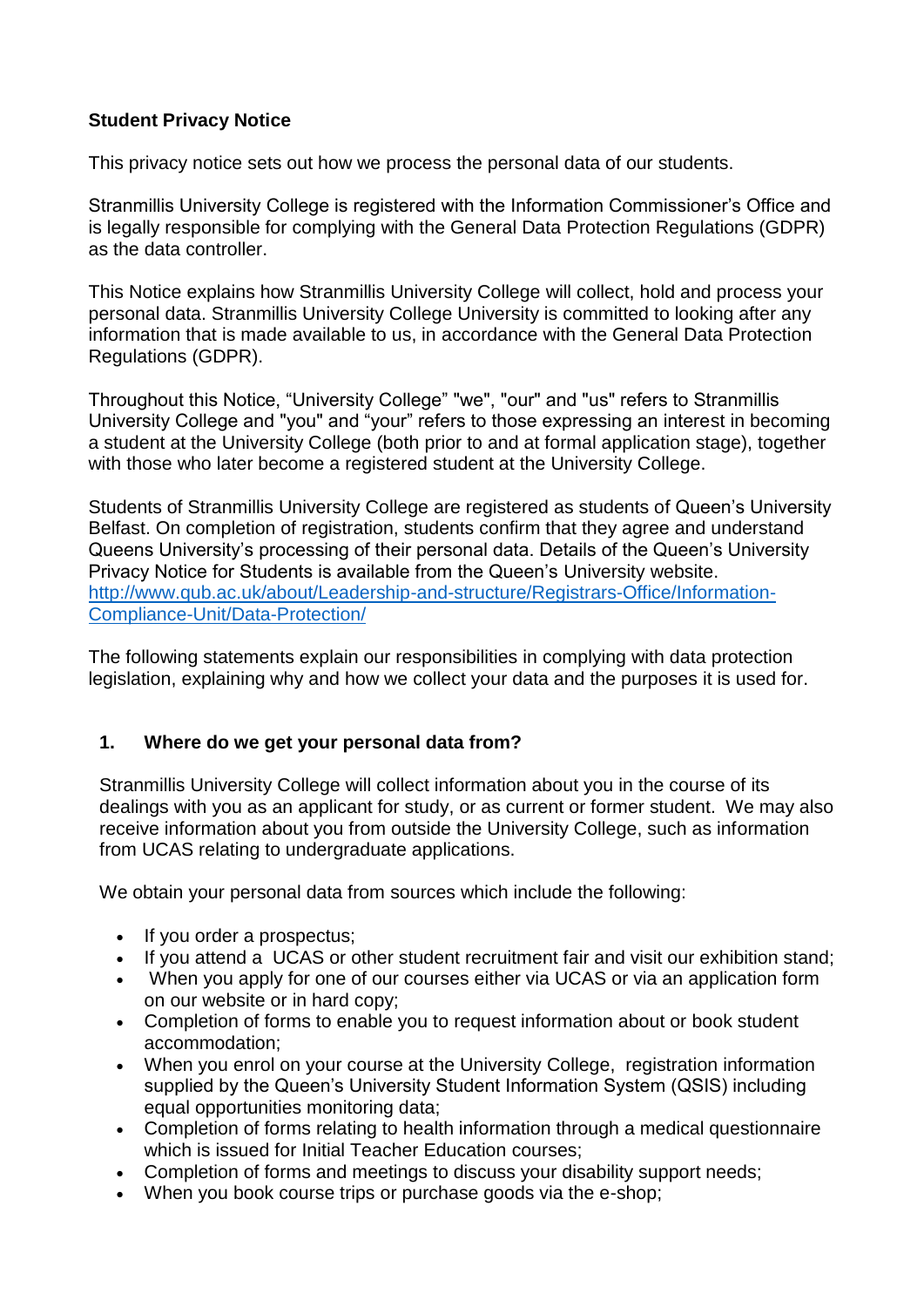**Student Privacy Notice**

This privacy notice sets out how we process the personal data of our students.

Stranmillis University College is registered with the Information Commissioner's Office and is legally responsible for complying with the General Data Protection Regulations (GDPR) as the data controller.

This Notice explains how Stranmillis University College will collect, hold and process your personal data. Stranmillis University College University is committed to looking after any information that is made available to us, in accordance with the General Data Protection Regulations (GDPR).

Throughout this Notice, "University College" "we", "our" and "us" refers to Stranmillis University College and "you" and "your" refers to those expressing an interest in becoming a student at the University College (both prior to and at formal application stage), together with those who later become a registered student at the University College.

Students of Stranmillis University College are registered as students of Queen's University Belfast. On completion of registration, students confirm that they agree and understand Queens University's processing of their personal data. Details of the Queen's University Privacy Notice for Students is available from the Queen's University website. [http://www.qub.ac.uk/about/Leadership-and-structure/Registrars-Office/Information-Compliance-Unit/Data-Protection/](http://www.qub.ac.uk/about/Leadership-and-structure/Registrars-Office/Information-Compliance-Unit/Data-Protection/)

The following statements explain our responsibilities in complying with data protection legislation, explaining why and how we collect your data and the purposes it is used for.

## 1. Where do we get your personal data from?

Stranmillis University College will collect information about you in the course of its dealings with you as an applicant for study, or as current or former student. We may also receive information about you from outside the University College, such as information from UCAS relating to undergraduate applications.

We obtain your personal data from sources which include the following:

- If you order a prospectus;
- If you attend a UCAS or other student recruitment fair and visit our exhibition stand;
- When you apply for one of our courses either via UCAS or via an application form on our website or in hard copy;
- Completion of forms to enable you to request information about or book student accommodation;
- When you enrol on your course at the University College, registration information supplied by the Queen's University Student Information System (QSIS) including equal opportunities monitoring data;
- Completion of forms relating to health information through a medical questionnaire which is issued for Initial Teacher Education courses;
- Completion of forms and meetings to discuss your disability support needs;
- When you book course trips or purchase goods via the e-shop;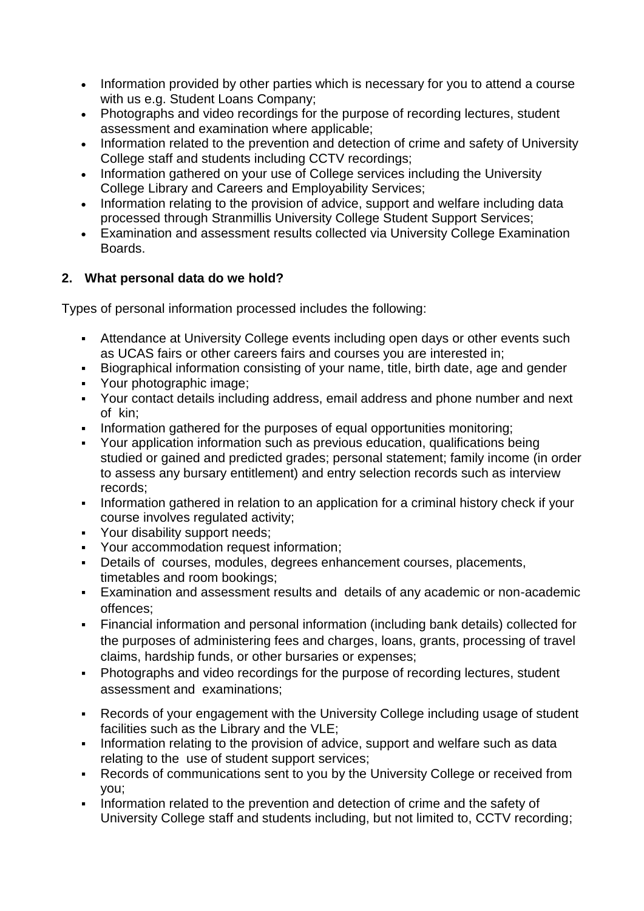- Information provided by other parties which is necessary for you to attend a course with us e.g. Student Loans Company;
- Photographs and video recordings for the purpose of recording lectures, student assessment and examination where applicable;
- Information related to the prevention and detection of crime and safety of University College staff and students including CCTV recordings;
- Information gathered on your use of College services including the University College Library and Careers and Employability Services;
- Information relating to the provision of advice, support and welfare including data processed through Stranmillis University College Student Support Services;
- Examination and assessment results collected via University College Examination Boards.

## 2. What personal data do we hold?

Types of personal information processed includes the following:

- Attendance at University College events including open days or other events such as UCAS fairs or other careers fairs and courses you are interested in;
- Biographical information consisting of your name, title, birth date, age and gender
- Your photographic image;
- Your contact details including address, email address and phone number and next of kin;
- Information gathered for the purposes of equal opportunities monitoring;
- Your application information such as previous education, qualifications being studied or gained and predicted grades; personal statement; family income (in order to assess any bursary entitlement) and entry selection records such as interview records;
- Information gathered in relation to an application for a criminal history check if your course involves regulated activity;
- Your disability support needs;
- Your accommodation request information;
- Details of courses, modules, degrees enhancement courses, placements, timetables and room bookings;
- Examination and assessment results and details of any academic or non-academic offences;
- Financial information and personal information (including bank details) collected for the purposes of administering fees and charges, loans, grants, processing of travel claims, hardship funds, or other bursaries or expenses;
- Photographs and video recordings for the purpose of recording lectures, student assessment and examinations;
- Records of your engagement with the University College including usage of student facilities such as the Library and the VLE;
- Information relating to the provision of advice, support and welfare such as data relating to the use of student support services;
- Records of communications sent to you by the University College or received from you;
- Information related to the prevention and detection of crime and the safety of University College staff and students including, but not limited to, CCTV recording;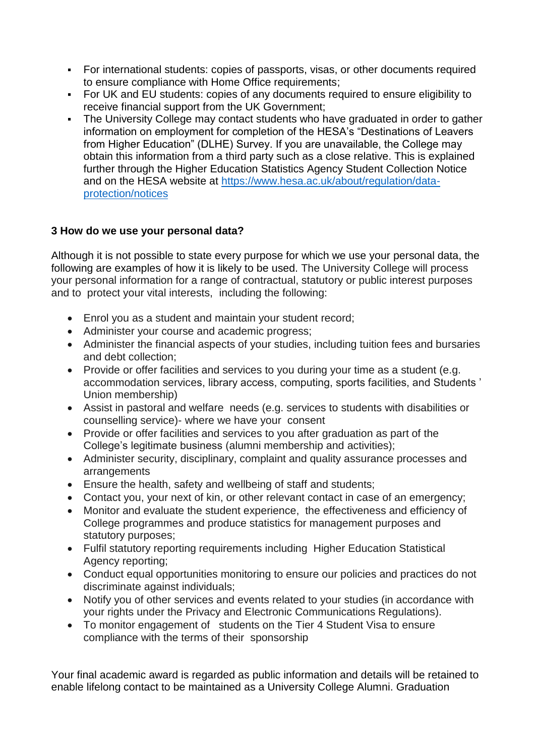- For international students: copies of passports, visas, or other documents required to ensure compliance with Home Office requirements;
- For UK and EU students: copies of any documents required to ensure eligibility to receive financial support from the UK Government;
- The University College may contact students who have graduated in order to gather information on employment for completion of the HESA's "Destinations of Leavers from Higher Education" (DLHE) Survey. If you are unavailable, the College may obtain this information from a third party such as a close relative. This is explained further through the Higher Education Statistics Agency Student Collection Notice and on the HESA website at [https://www.hesa.ac.uk/about/regulation/data-protection/notices](https://www.hesa.ac.uk/about/regulation/data-protection/notices)

### 3 How do we use your personal data?

Although it is not possible to state every purpose for which we use your personal data, the following are examples of how it is likely to be used. The University College will process your personal information for a range of contractual, statutory or public interest purposes and to protect your vital interests, including the following:

- Enrol you as a student and maintain your student record;
- Administer your course and academic progress;
- Administer the financial aspects of your studies, including tuition fees and bursaries and debt collection;
- Provide or offer facilities and services to you during your time as a student (e.g. accommodation services, library access, computing, sports facilities, and Students ' Union membership)
- Assist in pastoral and welfare needs (e.g. services to students with disabilities or counselling service)- where we have your consent
- Provide or offer facilities and services to you after graduation as part of the College's legitimate business (alumni membership and activities);
- Administer security, disciplinary, complaint and quality assurance processes and arrangements
- Ensure the health, safety and wellbeing of staff and students;
- Contact you, your next of kin, or other relevant contact in case of an emergency;
- Monitor and evaluate the student experience, the effectiveness and efficiency of College programmes and produce statistics for management purposes and statutory purposes;
- Fulfil statutory reporting requirements including Higher Education Statistical Agency reporting;
- Conduct equal opportunities monitoring to ensure our policies and practices do not discriminate against individuals;
- Notify you of other services and events related to your studies (in accordance with your rights under the Privacy and Electronic Communications Regulations).
- To monitor engagement of students on the Tier 4 Student Visa to ensure compliance with the terms of their sponsorship

Your final academic award is regarded as public information and details will be retained to enable lifelong contact to be maintained as a University College Alumni. Graduation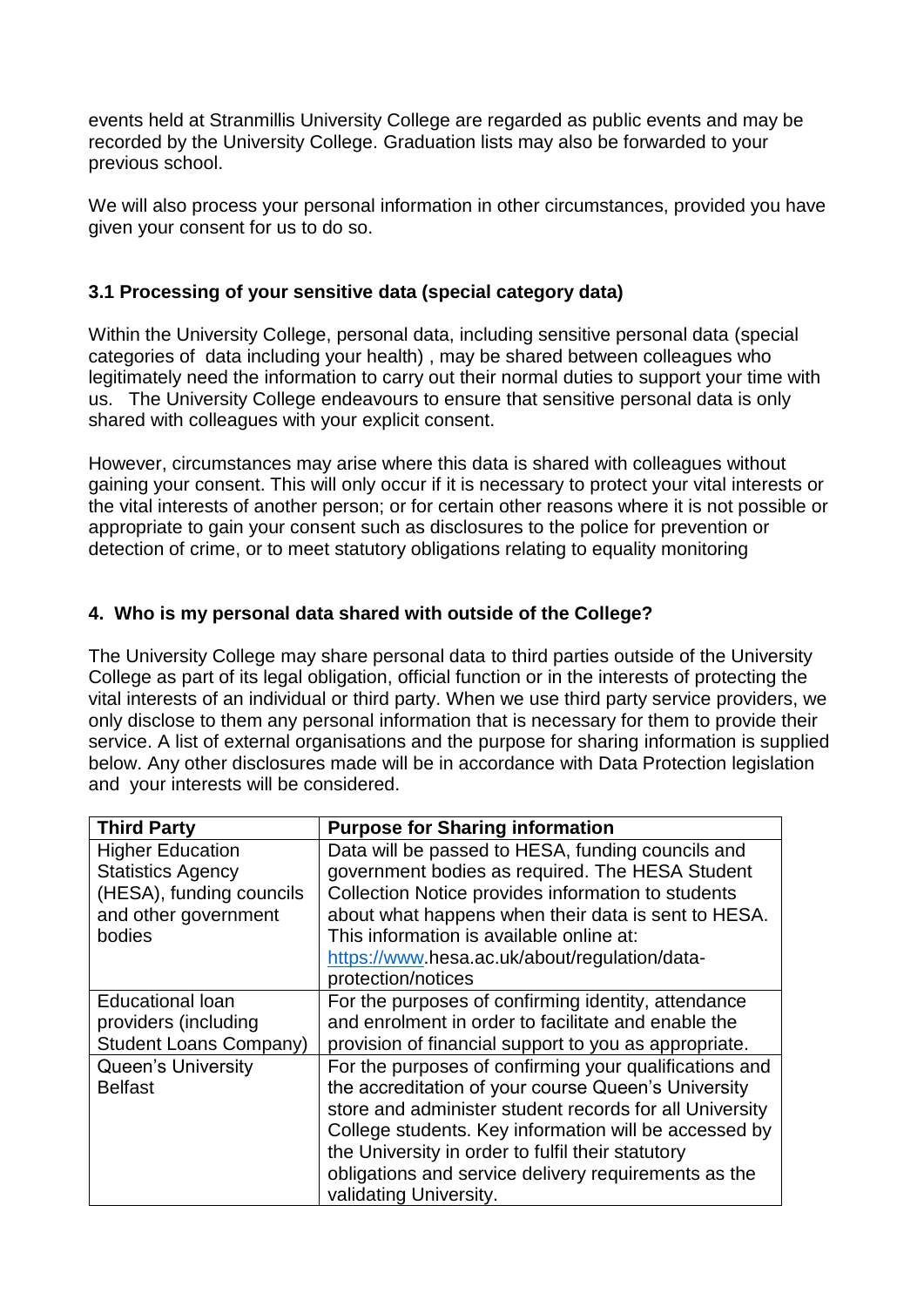events held at Stranmillis University College are regarded as public events and may be recorded by the University College. Graduation lists may also be forwarded to your previous school.

We will also process your personal information in other circumstances, provided you have given your consent for us to do so.

### 3.1 Processing of your sensitive data (special category data)

Within the University College, personal data, including sensitive personal data (special categories of data including your health) , may be shared between colleagues who legitimately need the information to carry out their normal duties to support your time with us. The University College endeavours to ensure that sensitive personal data is only shared with colleagues with your explicit consent.

However, circumstances may arise where this data is shared with colleagues without gaining your consent. This will only occur if it is necessary to protect your vital interests or the vital interests of another person; or for certain other reasons where it is not possible or appropriate to gain your consent such as disclosures to the police for prevention or detection of crime, or to meet statutory obligations relating to equality monitoring

## 4. Who is my personal data shared with outside of the College?

The University College may share personal data to third parties outside of the University College as part of its legal obligation, official function or in the interests of protecting the vital interests of an individual or third party. When we use third party service providers, we only disclose to them any personal information that is necessary for them to provide their service. A list of external organisations and the purpose for sharing information is supplied below. Any other disclosures made will be in accordance with Data Protection legislation and your interests will be considered.

| Third Party | Purpose for Sharing information |
|---|---|
| Higher Education Statistics Agency (HESA), funding councils and other government bodies | Data will be passed to HESA, funding councils and government bodies as required. The HESA Student Collection Notice provides information to students about what happens when their data is sent to HESA. This information is available online at: https://www.hesa.ac.uk/about/regulation/data-protection/notices |
| Educational loan providers (including Student Loans Company) | For the purposes of confirming identity, attendance and enrolment in order to facilitate and enable the provision of financial support to you as appropriate. |
| Queen's University Belfast | For the purposes of confirming your qualifications and the accreditation of your course Queen's University store and administer student records for all University College students. Key information will be accessed by the University in order to fulfil their statutory obligations and service delivery requirements as the validating University. |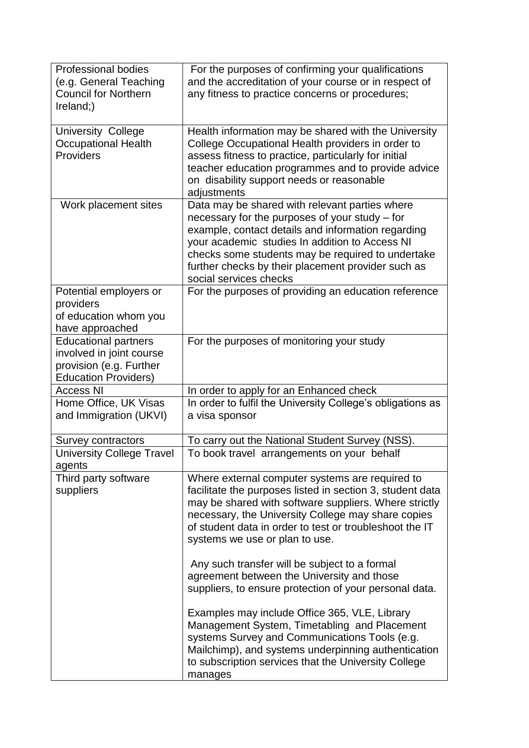| | |
|---|---|
| Professional bodies (e.g. General Teaching Council for Northern Ireland;) | For the purposes of confirming your qualifications and the accreditation of your course or in respect of any fitness to practice concerns or procedures; |
| University College Occupational Health Providers | Health information may be shared with the University College Occupational Health providers in order to assess fitness to practice, particularly for initial teacher education programmes and to provide advice on disability support needs or reasonable adjustments |
| Work placement sites | Data may be shared with relevant parties where necessary for the purposes of your study – for example, contact details and information regarding your academic studies In addition to Access NI checks some students may be required to undertake further checks by their placement provider such as social services checks |
| Potential employers or providers of education whom you have approached | For the purposes of providing an education reference |
| Educational partners involved in joint course provision (e.g. Further Education Providers) | For the purposes of monitoring your study |
| Access NI | In order to apply for an Enhanced check |
| Home Office, UK Visas and Immigration (UKVI) | In order to fulfil the University College's obligations as a visa sponsor |
| Survey contractors | To carry out the National Student Survey (NSS). |
| University College Travel agents | To book travel arrangements on your behalf |
| Third party software suppliers | Where external computer systems are required to facilitate the purposes listed in section 3, student data may be shared with software suppliers. Where strictly necessary, the University College may share copies of student data in order to test or troubleshoot the IT systems we use or plan to use.<br><br>Any such transfer will be subject to a formal agreement between the University and those suppliers, to ensure protection of your personal data.<br><br>Examples may include Office 365, VLE, Library Management System, Timetabling and Placement systems Survey and Communications Tools (e.g. Mailchimp), and systems underpinning authentication to subscription services that the University College manages |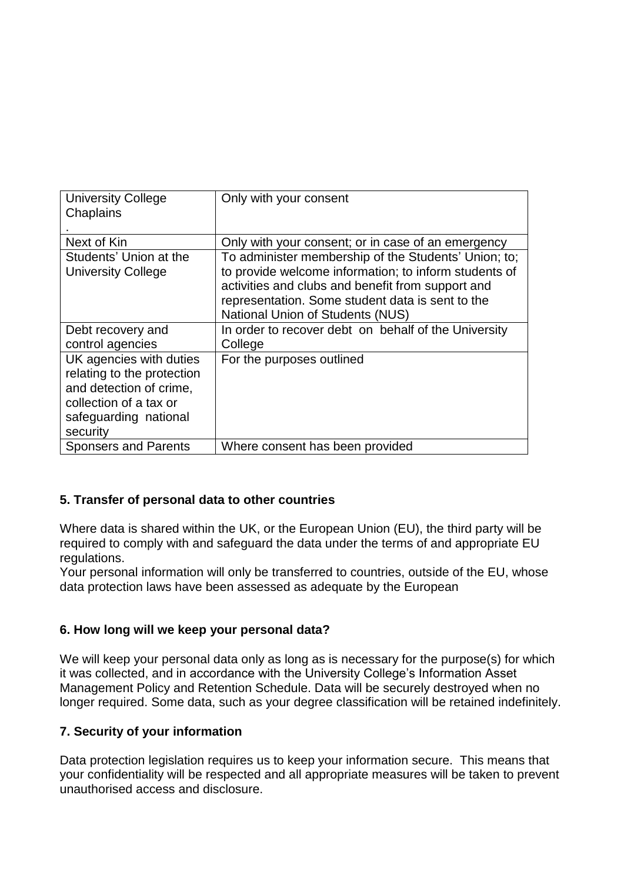| University College Chaplains . | Only with your consent |
|---|---|
| Next of Kin | Only with your consent; or in case of an emergency |
| Students' Union at the University College | To administer membership of the Students' Union; to; to provide welcome information; to inform students of activities and clubs and benefit from support and representation. Some student data is sent to the National Union of Students (NUS) |
| Debt recovery and control agencies | In order to recover debt on behalf of the University College |
| UK agencies with duties relating to the protection and detection of crime, collection of a tax or safeguarding national security | For the purposes outlined |
| Sponsers and Parents | Where consent has been provided |

### 5. Transfer of personal data to other countries

Where data is shared within the UK, or the European Union (EU), the third party will be required to comply with and safeguard the data under the terms of and appropriate EU regulations.
Your personal information will only be transferred to countries, outside of the EU, whose data protection laws have been assessed as adequate by the European

### 6. How long will we keep your personal data?

We will keep your personal data only as long as is necessary for the purpose(s) for which it was collected, and in accordance with the University College's Information Asset Management Policy and Retention Schedule. Data will be securely destroyed when no longer required. Some data, such as your degree classification will be retained indefinitely.

### 7. Security of your information

Data protection legislation requires us to keep your information secure. This means that your confidentiality will be respected and all appropriate measures will be taken to prevent unauthorised access and disclosure.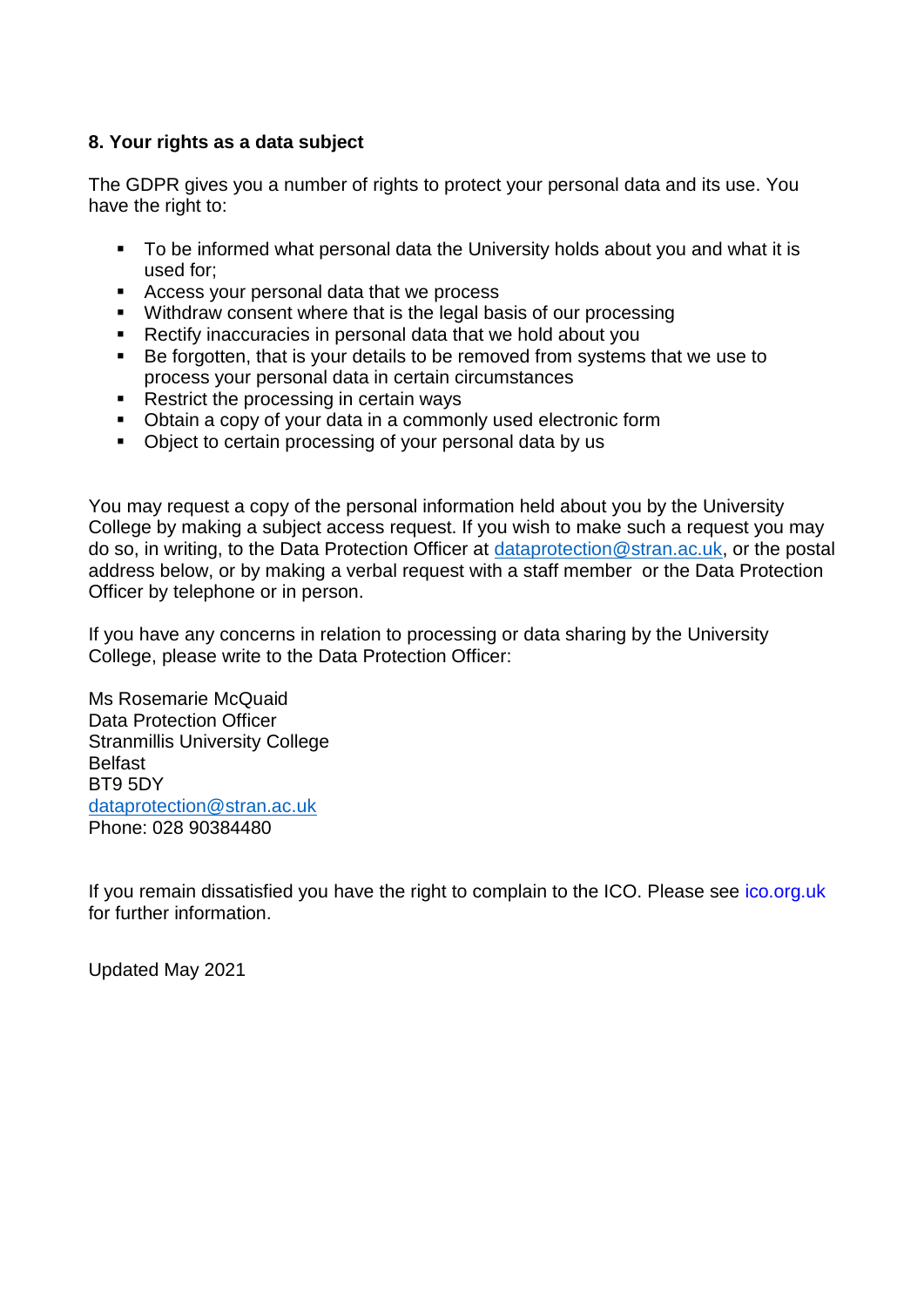## 8. Your rights as a data subject

The GDPR gives you a number of rights to protect your personal data and its use. You have the right to:

- To be informed what personal data the University holds about you and what it is used for;
- Access your personal data that we process
- Withdraw consent where that is the legal basis of our processing
- Rectify inaccuracies in personal data that we hold about you
- Be forgotten, that is your details to be removed from systems that we use to process your personal data in certain circumstances
- Restrict the processing in certain ways
- Obtain a copy of your data in a commonly used electronic form
- Object to certain processing of your personal data by us

You may request a copy of the personal information held about you by the University College by making a subject access request. If you wish to make such a request you may do so, in writing, to the Data Protection Officer at dataprotection@stran.ac.uk, or the postal address below, or by making a verbal request with a staff member or the Data Protection Officer by telephone or in person.

If you have any concerns in relation to processing or data sharing by the University College, please write to the Data Protection Officer:

Ms Rosemarie McQuaid
Data Protection Officer
Stranmillis University College
Belfast
BT9 5DY
dataprotection@stran.ac.uk
Phone: 028 90384480

If you remain dissatisfied you have the right to complain to the ICO. Please see ico.org.uk for further information.

Updated May 2021